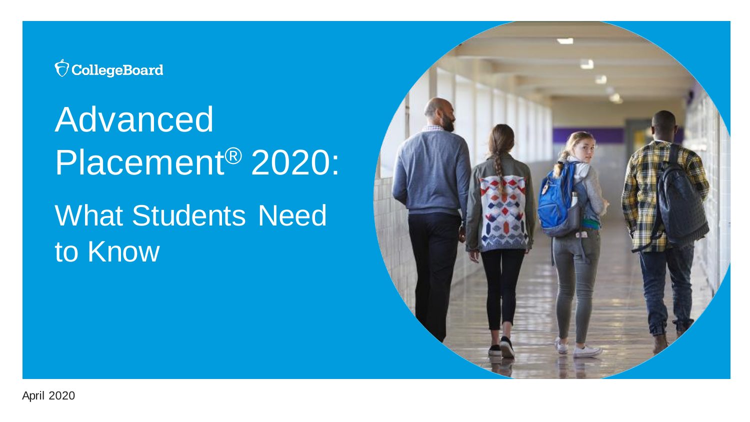CollegeBoard

# Advanced Placement® 2020:

## What Students Need to Know

April 2020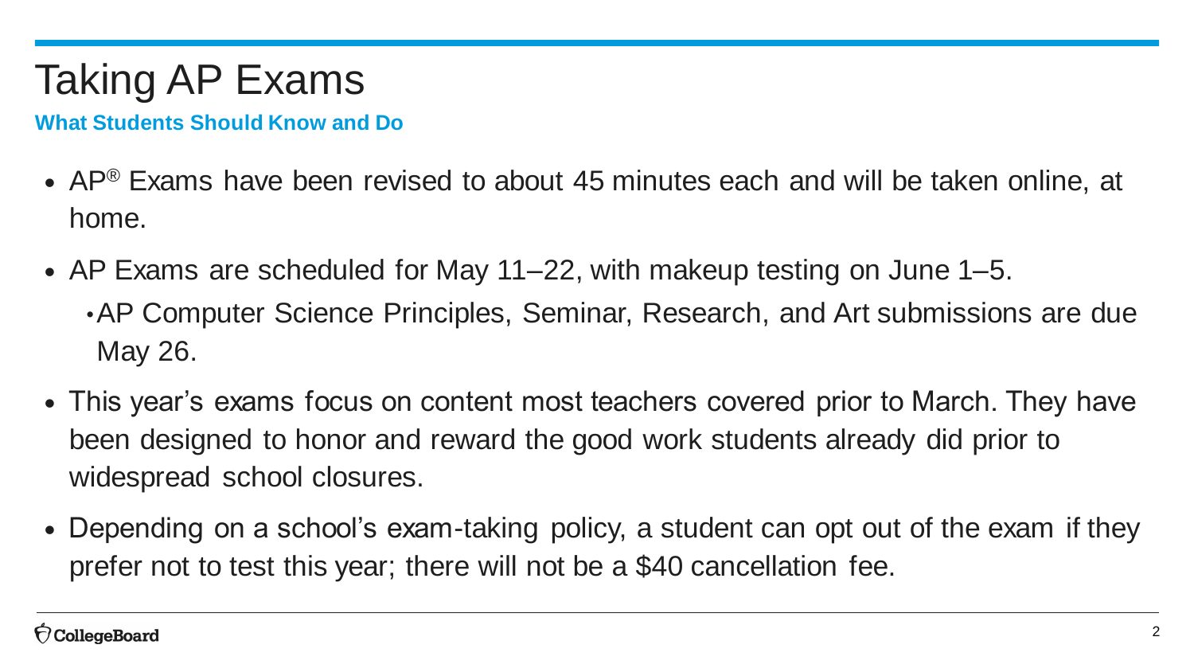# Taking AP Exams

**What Students Should Know and Do**

- AP® Exams have been revised to about 45 minutes each and will be taken online, at home.
- AP Exams are scheduled for May 11–22, with makeup testing on June 1–5.
  - AP Computer Science Principles, Seminar, Research, and Art submissions are due May 26.
- This year's exams focus on content most teachers covered prior to March. They have been designed to honor and reward the good work students already did prior to widespread school closures.
- Depending on a school's exam-taking policy, a student can opt out of the exam if they prefer not to test this year; there will not be a $40 cancellation fee.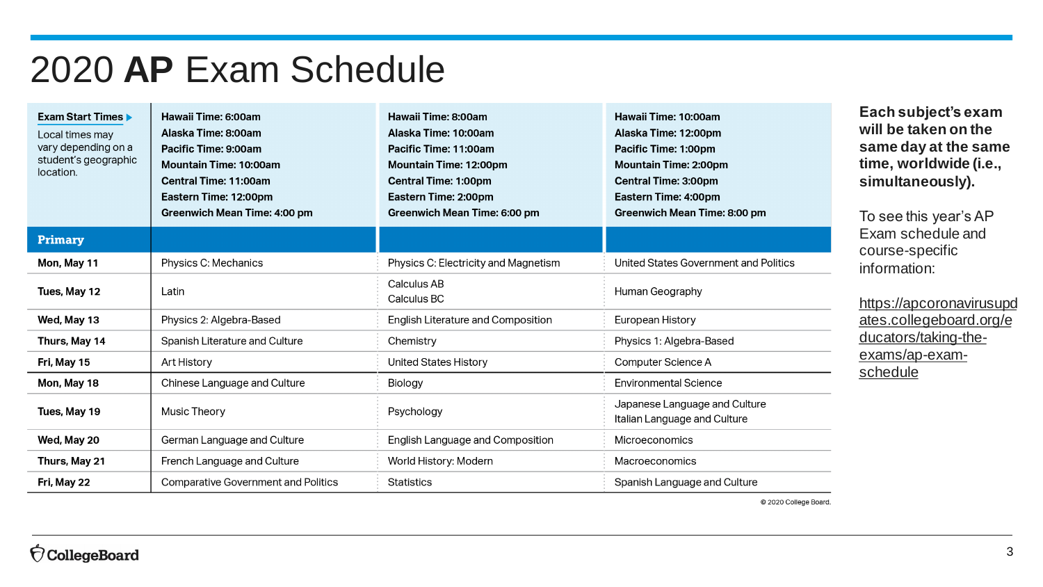# 2020 **AP** Exam Schedule

| **Exam Start Times** ▸ Local times may vary depending on a student's geographic location. | **Hawaii Time: 6:00am**<br>**Alaska Time: 8:00am**<br>**Pacific Time: 9:00am**<br>**Mountain Time: 10:00am**<br>**Central Time: 11:00am**<br>**Eastern Time: 12:00pm**<br>**Greenwich Mean Time: 4:00 pm** | **Hawaii Time: 8:00am**<br>**Alaska Time: 10:00am**<br>**Pacific Time: 11:00am**<br>**Mountain Time: 12:00pm**<br>**Central Time: 1:00pm**<br>**Eastern Time: 2:00pm**<br>**Greenwich Mean Time: 6:00 pm** | **Hawaii Time: 10:00am**<br>**Alaska Time: 12:00pm**<br>**Pacific Time: 1:00pm**<br>**Mountain Time: 2:00pm**<br>**Central Time: 3:00pm**<br>**Eastern Time: 4:00pm**<br>**Greenwich Mean Time: 8:00 pm** |
|---|---|---|---|
| **Primary** | | | |
| **Mon, May 11** | Physics C: Mechanics | Physics C: Electricity and Magnetism | United States Government and Politics |
| **Tues, May 12** | Latin | Calculus AB<br>Calculus BC | Human Geography |
| **Wed, May 13** | Physics 2: Algebra-Based | English Literature and Composition | European History |
| **Thurs, May 14** | Spanish Literature and Culture | Chemistry | Physics 1: Algebra-Based |
| **Fri, May 15** | Art History | United States History | Computer Science A |
| **Mon, May 18** | Chinese Language and Culture | Biology | Environmental Science |
| **Tues, May 19** | Music Theory | Psychology | Japanese Language and Culture<br>Italian Language and Culture |
| **Wed, May 20** | German Language and Culture | English Language and Composition | Microeconomics |
| **Thurs, May 21** | French Language and Culture | World History: Modern | Macroeconomics |
| **Fri, May 22** | Comparative Government and Politics | Statistics | Spanish Language and Culture |

© 2020 College Board.

**Each subject's exam will be taken on the same day at the same time, worldwide (i.e., simultaneously).**

To see this year's AP Exam schedule and course-specific information:

https://apcoronavirusupdates.collegeboard.org/educators/taking-the-exams/ap-exam-schedule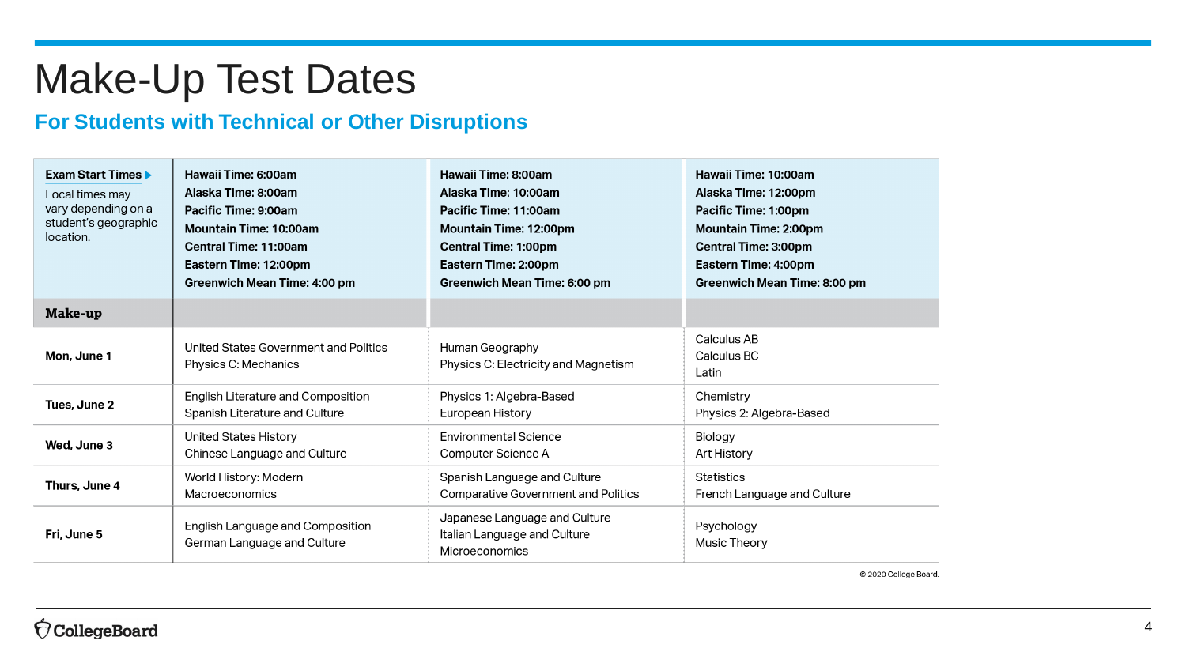# Make-Up Test Dates

## For Students with Technical or Other Disruptions

| **Exam Start Times ▶** Local times may vary depending on a student's geographic location. | **Hawaii Time: 6:00am** **Alaska Time: 8:00am** **Pacific Time: 9:00am** **Mountain Time: 10:00am** **Central Time: 11:00am** **Eastern Time: 12:00pm** **Greenwich Mean Time: 4:00 pm** | **Hawaii Time: 8:00am** **Alaska Time: 10:00am** **Pacific Time: 11:00am** **Mountain Time: 12:00pm** **Central Time: 1:00pm** **Eastern Time: 2:00pm** **Greenwich Mean Time: 6:00 pm** | **Hawaii Time: 10:00am** **Alaska Time: 12:00pm** **Pacific Time: 1:00pm** **Mountain Time: 2:00pm** **Central Time: 3:00pm** **Eastern Time: 4:00pm** **Greenwich Mean Time: 8:00 pm** |
|---|---|---|---|
| **Make-up** | | | |
| **Mon, June 1** | United States Government and Politics<br>Physics C: Mechanics | Human Geography<br>Physics C: Electricity and Magnetism | Calculus AB<br>Calculus BC<br>Latin |
| **Tues, June 2** | English Literature and Composition<br>Spanish Literature and Culture | Physics 1: Algebra-Based<br>European History | Chemistry<br>Physics 2: Algebra-Based |
| **Wed, June 3** | United States History<br>Chinese Language and Culture | Environmental Science<br>Computer Science A | Biology<br>Art History |
| **Thurs, June 4** | World History: Modern<br>Macroeconomics | Spanish Language and Culture<br>Comparative Government and Politics | Statistics<br>French Language and Culture |
| **Fri, June 5** | English Language and Composition<br>German Language and Culture | Japanese Language and Culture<br>Italian Language and Culture<br>Microeconomics | Psychology<br>Music Theory |

© 2020 College Board.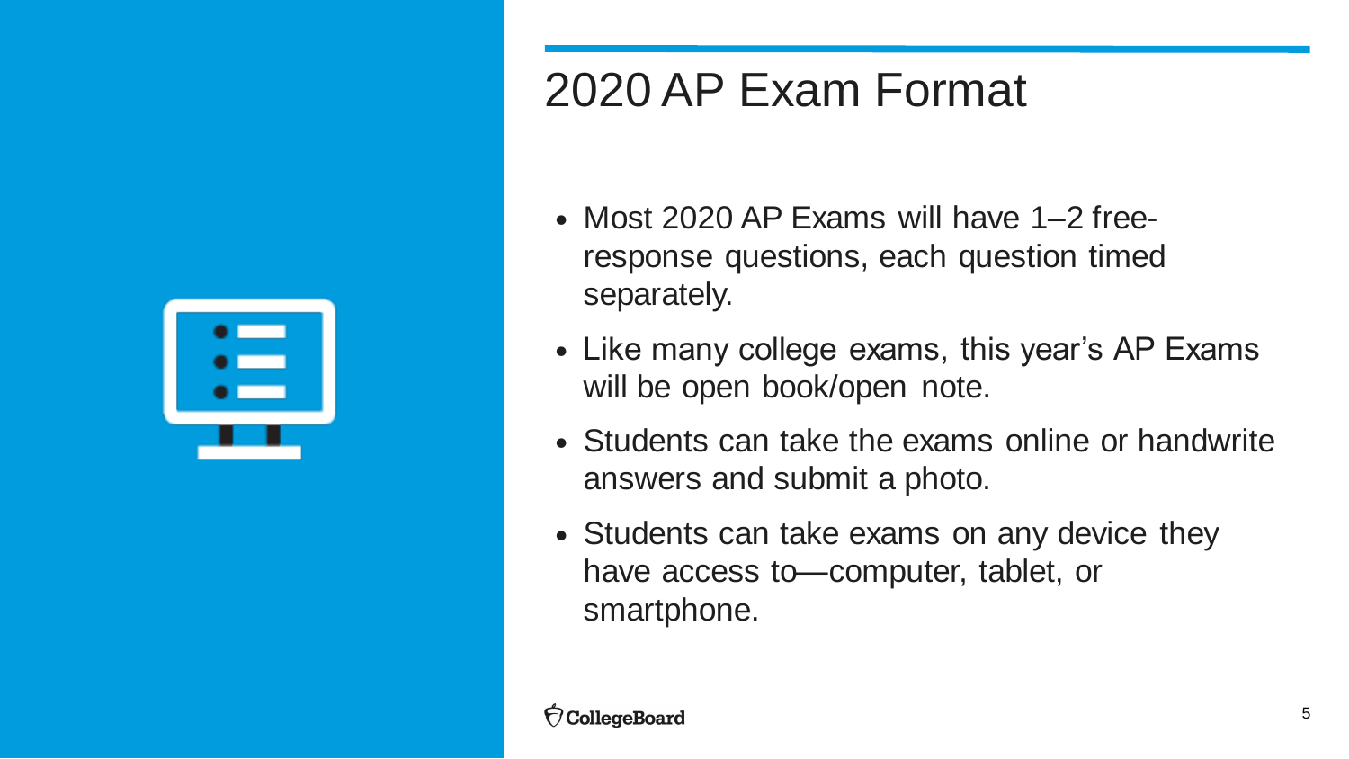# 2020 AP Exam Format

- Most 2020 AP Exams will have 1–2 free-response questions, each question timed separately.
- Like many college exams, this year's AP Exams will be open book/open note.
- Students can take the exams online or handwrite answers and submit a photo.
- Students can take exams on any device they have access to—computer, tablet, or smartphone.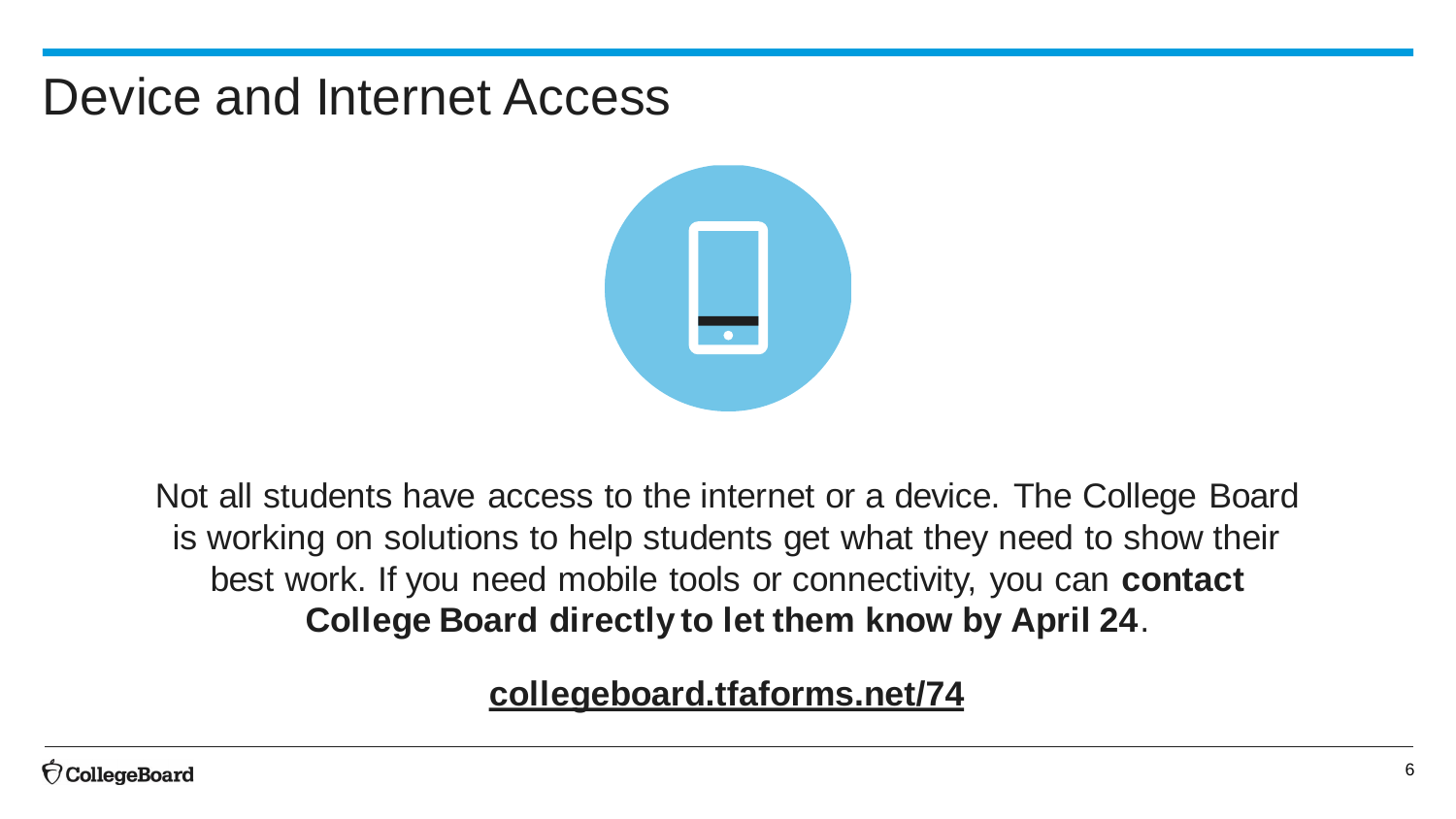# Device and Internet Access

Not all students have access to the internet or a device. The College Board is working on solutions to help students get what they need to show their best work. If you need mobile tools or connectivity, you can **contact College Board directly to let them know by April 24**.

**collegeboard.tfaforms.net/74**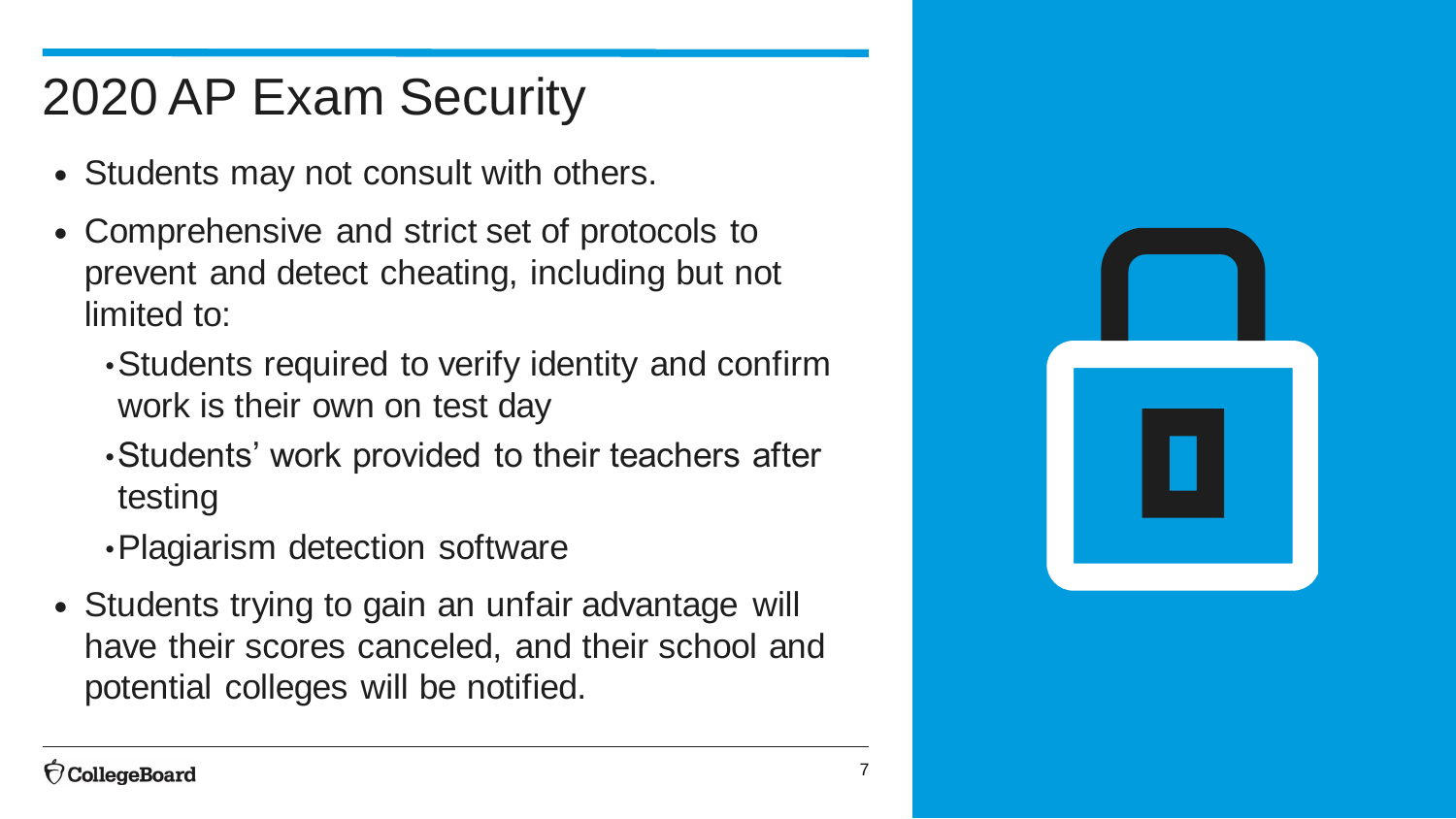# 2020 AP Exam Security

- Students may not consult with others.
- Comprehensive and strict set of protocols to prevent and detect cheating, including but not limited to:
  - Students required to verify identity and confirm work is their own on test day
  - Students' work provided to their teachers after testing
  - Plagiarism detection software
- Students trying to gain an unfair advantage will have their scores canceled, and their school and potential colleges will be notified.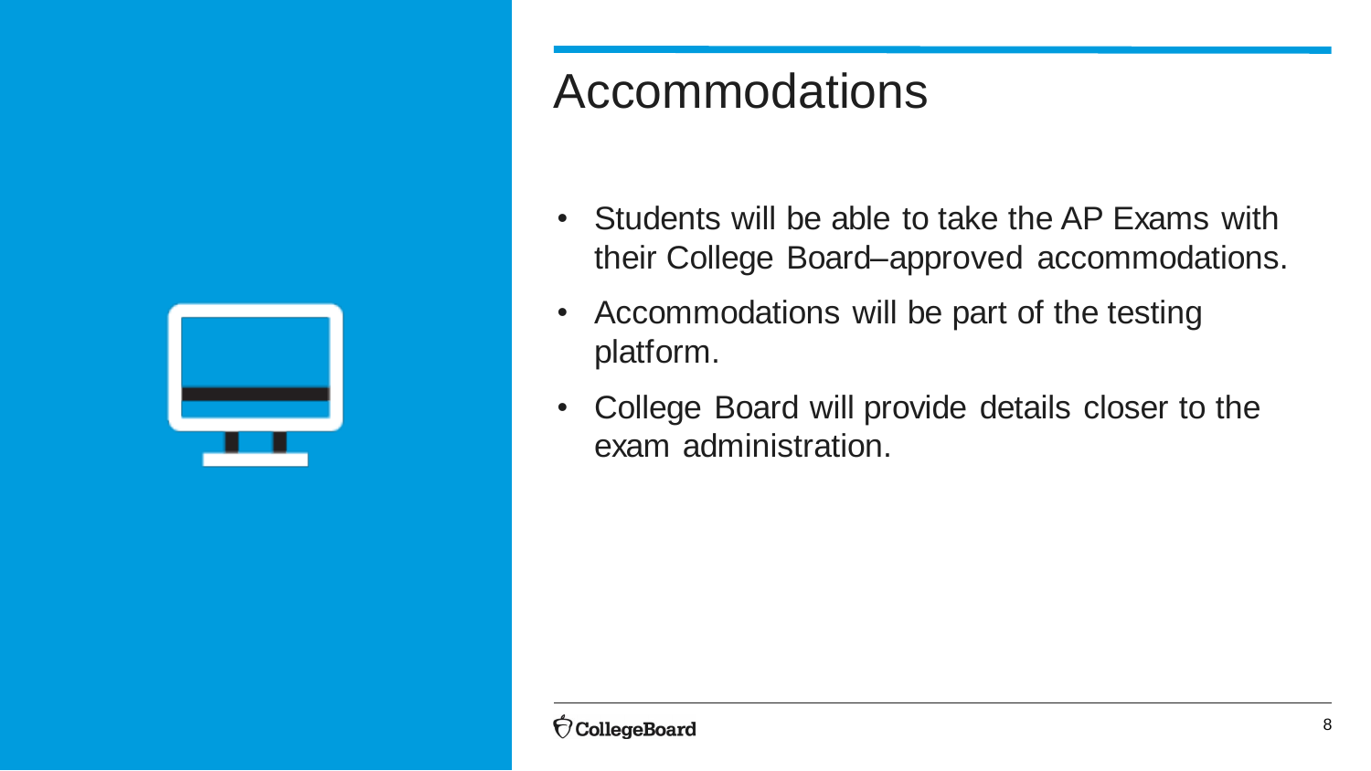# Accommodations

- Students will be able to take the AP Exams with their College Board–approved accommodations.
- Accommodations will be part of the testing platform.
- College Board will provide details closer to the exam administration.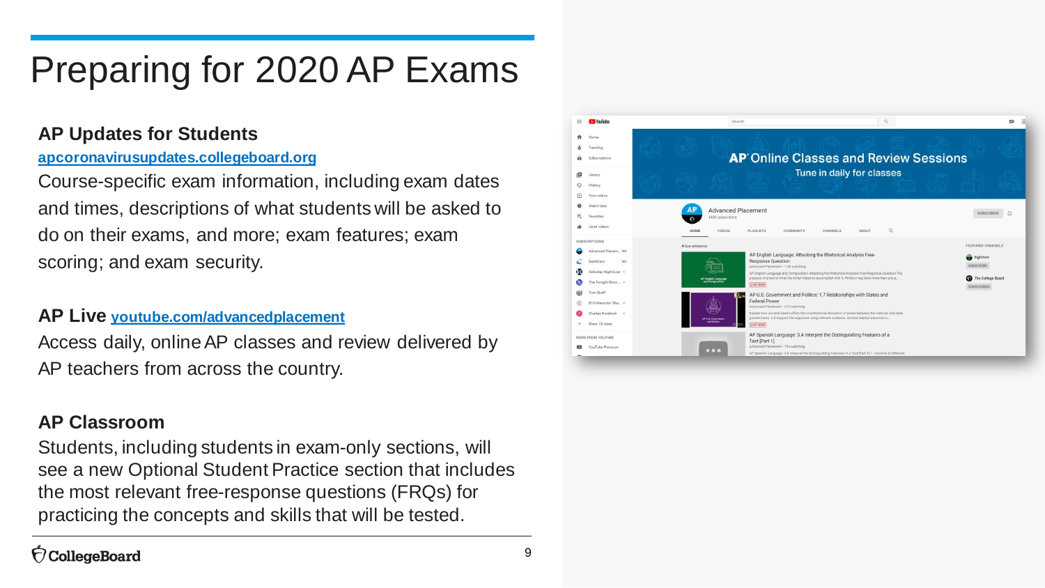# Preparing for 2020 AP Exams

### AP Updates for Students

apcoronavirusupdates.collegeboard.org

Course-specific exam information, including exam dates and times, descriptions of what students will be asked to do on their exams, and more; exam features; exam scoring; and exam security.

### AP Live youtube.com/advancedplacement

Access daily, online AP classes and review delivered by AP teachers from across the country.

### AP Classroom

Students, including students in exam-only sections, will see a new Optional Student Practice section that includes the most relevant free-response questions (FRQs) for practicing the concepts and skills that will be tested.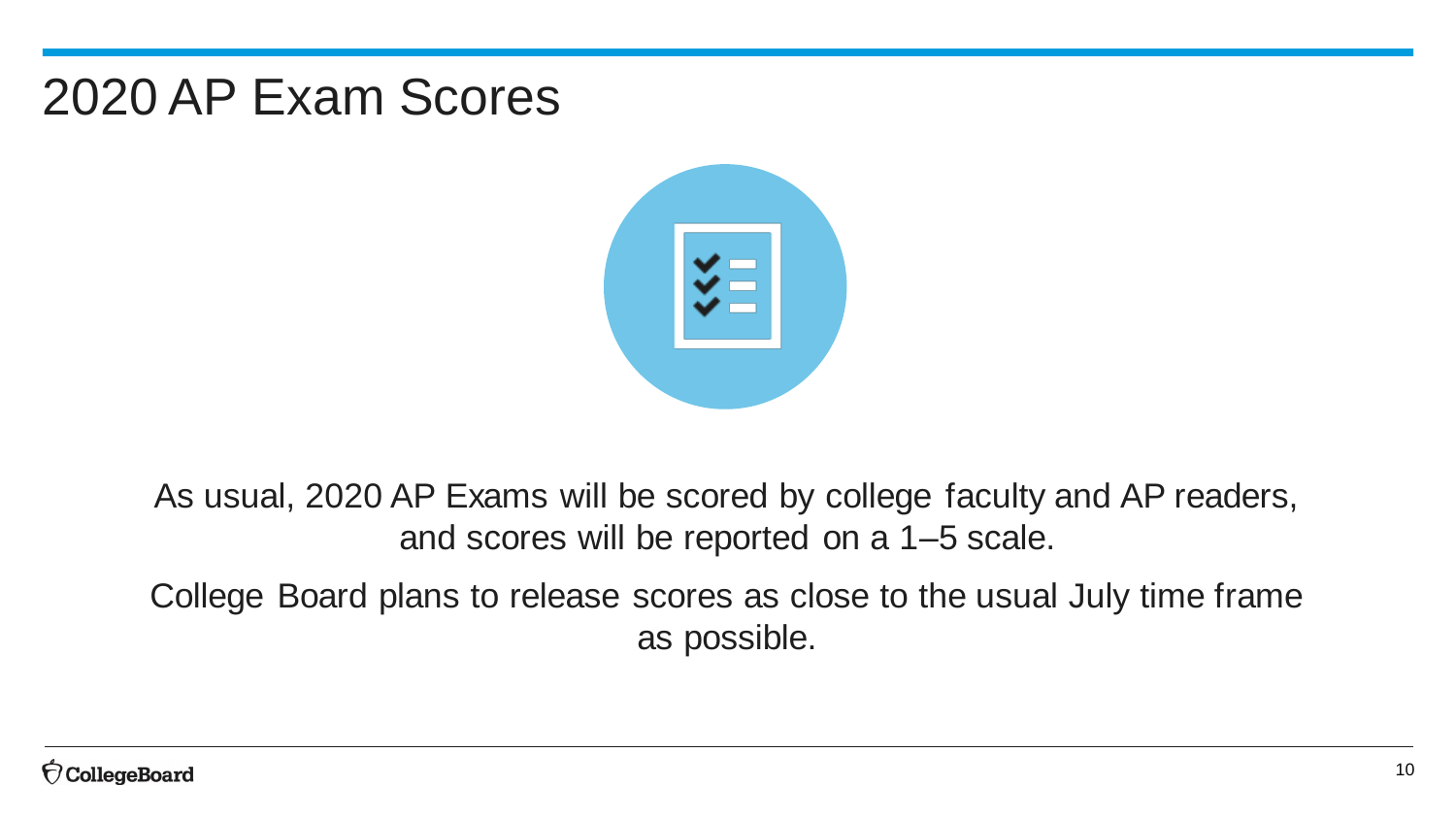# 2020 AP Exam Scores

As usual, 2020 AP Exams will be scored by college faculty and AP readers, and scores will be reported on a 1–5 scale.

College Board plans to release scores as close to the usual July time frame as possible.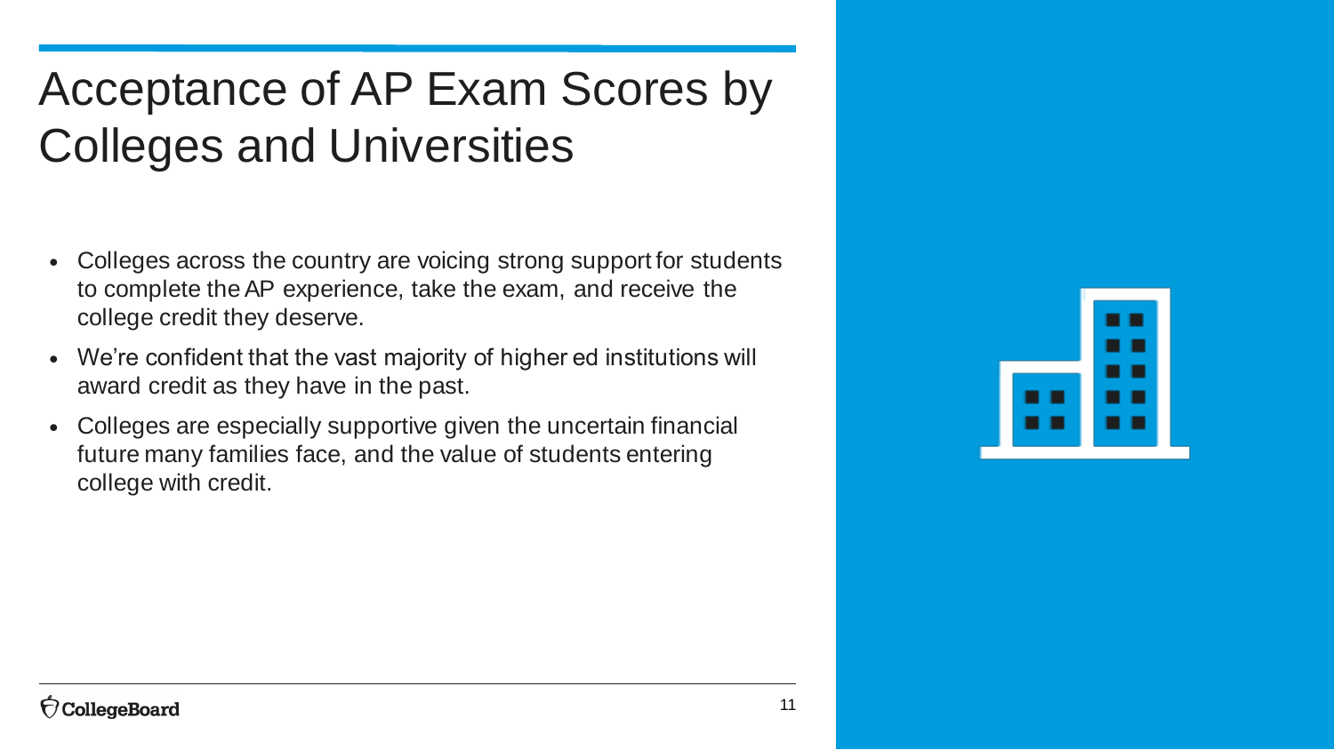# Acceptance of AP Exam Scores by Colleges and Universities

- Colleges across the country are voicing strong support for students to complete the AP experience, take the exam, and receive the college credit they deserve.
- We're confident that the vast majority of higher ed institutions will award credit as they have in the past.
- Colleges are especially supportive given the uncertain financial future many families face, and the value of students entering college with credit.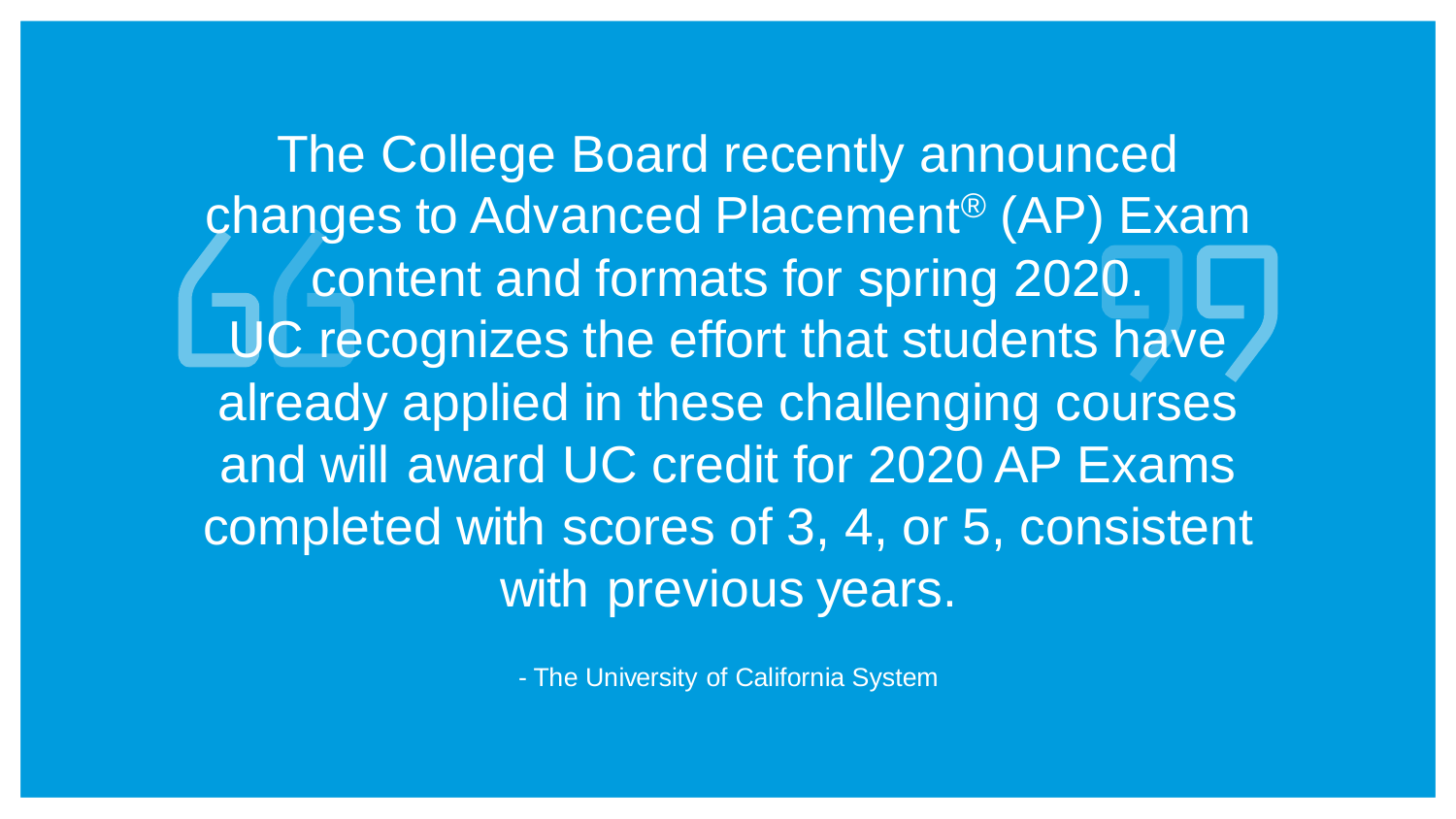> The College Board recently announced changes to Advanced Placement® (AP) Exam content and formats for spring 2020. UC recognizes the effort that students have already applied in these challenging courses and will award UC credit for 2020 AP Exams completed with scores of 3, 4, or 5, consistent with previous years.

\- The University of California System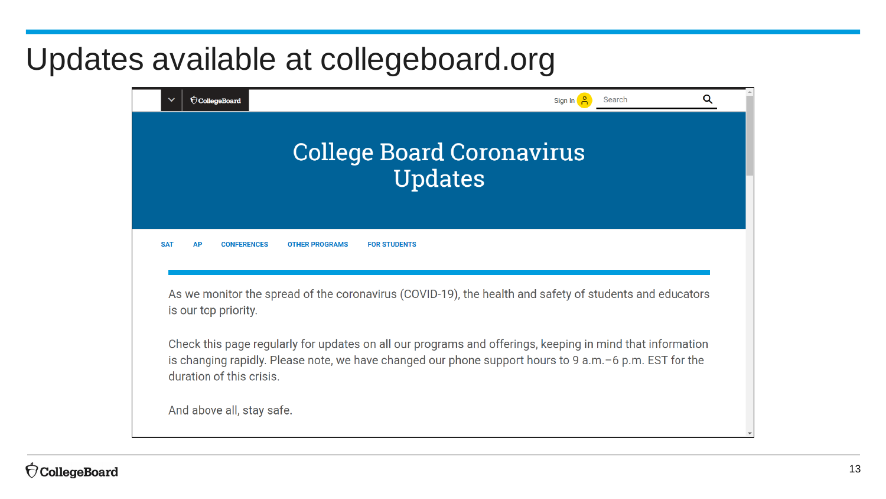# Updates available at collegeboard.org

CollegeBoard

Sign In

Search

## College Board Coronavirus Updates

SAT | AP | CONFERENCES | OTHER PROGRAMS | FOR STUDENTS

As we monitor the spread of the coronavirus (COVID-19), the health and safety of students and educators is our tcp priority.

Check this page regularly for updates on all our programs and offerings, keeping in mind that information is changing rapidly. Please note, we have changed our phone support hours to 9 a.m.–6 p.m. EST for the duration of this crisis.

And above all, stay safe.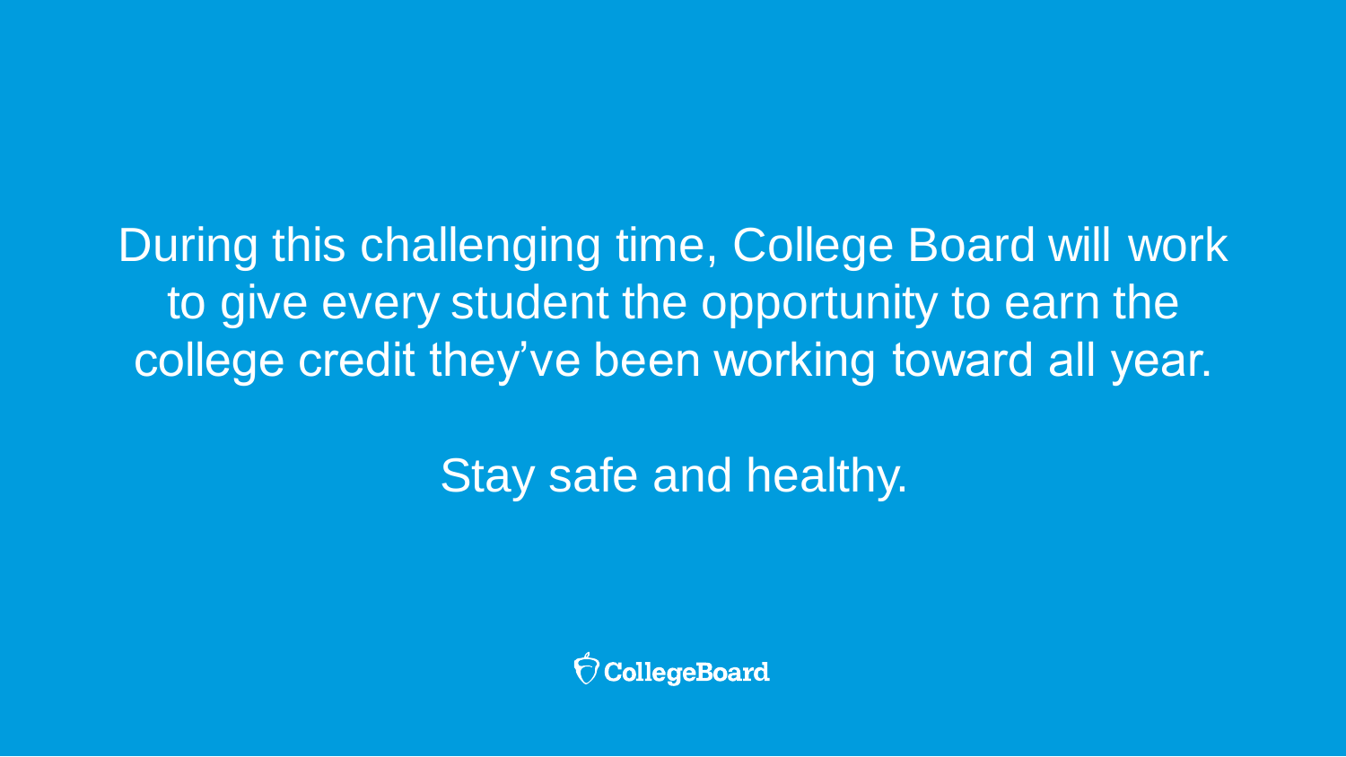During this challenging time, College Board will work to give every student the opportunity to earn the college credit they've been working toward all year.

Stay safe and healthy.

CollegeBoard